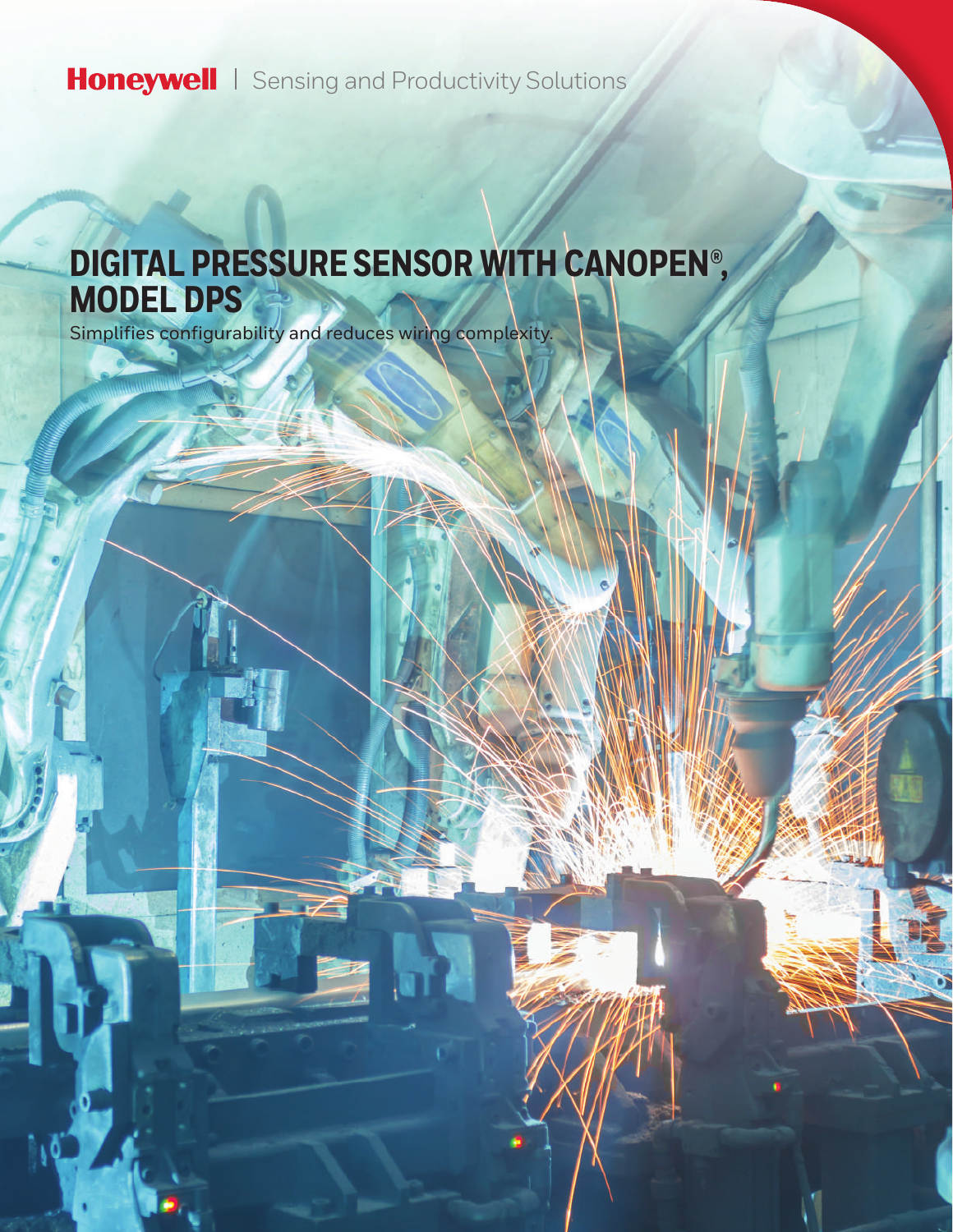Honeywell | Sensing and Productivity Solutions

# DIGITAL PRESSURE SENSOR WITH CANOPEN®, MODEL DPS

Simplifies configurability and reduces wiring complexity.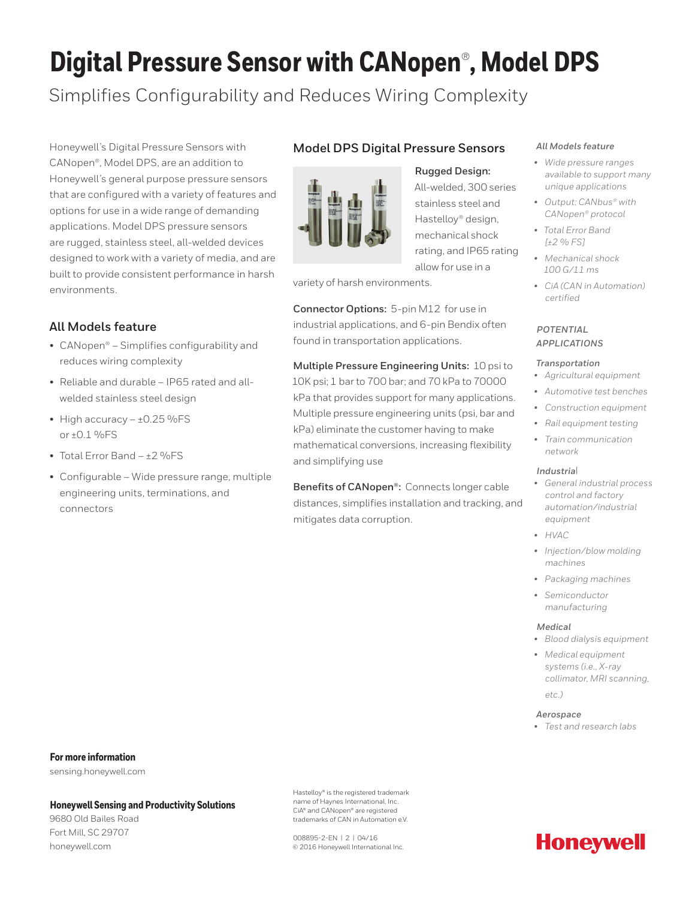# Digital Pressure Sensor with CANopen®, Model DPS

Simplifies Configurability and Reduces Wiring Complexity

Honeywell's Digital Pressure Sensors with CANopen®, Model DPS, are an addition to Honeywell's general purpose pressure sensors that are configured with a variety of features and options for use in a wide range of demanding applications. Model DPS pressure sensors are rugged, stainless steel, all-welded devices designed to work with a variety of media, and are built to provide consistent performance in harsh environments.

## All Models feature

- CANopen® – Simplifies configurability and reduces wiring complexity
- Reliable and durable – IP65 rated and all-welded stainless steel design
- High accuracy – ±0.25 %FS or ±0.1 %FS
- Total Error Band – ±2 %FS
- Configurable – Wide pressure range, multiple engineering units, terminations, and connectors

## Model DPS Digital Pressure Sensors

**Rugged Design:** All-welded, 300 series stainless steel and Hastelloy® design, mechanical shock rating, and IP65 rating allow for use in a variety of harsh environments.

**Connector Options:** 5-pin M12 for use in industrial applications, and 6-pin Bendix often found in transportation applications.

**Multiple Pressure Engineering Units:** 10 psi to 10K psi; 1 bar to 700 bar; and 70 kPa to 70000 kPa that provides support for many applications. Multiple pressure engineering units (psi, bar and kPa) eliminate the customer having to make mathematical conversions, increasing flexibility and simplifying use

**Benefits of CANopen®:** Connects longer cable distances, simplifies installation and tracking, and mitigates data corruption.

*All Models feature*

- *Wide pressure ranges available to support many unique applications*
- *Output: CANbus® with CANopen® protocol*
- *Total Error Band [±2 % FS]*
- *Mechanical shock 100 G/11 ms*
- *CiA (CAN in Automation) certified*

### *POTENTIAL APPLICATIONS*

*Transportation*

- *Agricultural equipment*
- *Automotive test benches*
- *Construction equipment*
- *Rail equipment testing*
- *Train communication network*

*Industrial*

- *General industrial process control and factory automation/industrial equipment*
- *HVAC*
- *Injection/blow molding machines*
- *Packaging machines*
- *Semiconductor manufacturing*

*Medical*

- *Blood dialysis equipment*
- *Medical equipment systems (i.e., X-ray collimator, MRI scanning, etc.)*

*Aerospace*

- *Test and research labs*

**For more information**

sensing.honeywell.com

**Honeywell Sensing and Productivity Solutions**

9680 Old Bailes Road
Fort Mill, SC 29707
honeywell.com

Hastelloy® is the registered trademark name of Haynes International, Inc. CiA® and CANopen® are registered trademarks of CAN in Automation e.V.

008895-2-EN | 2 | 04/16
© 2016 Honeywell International Inc.

Honeywell